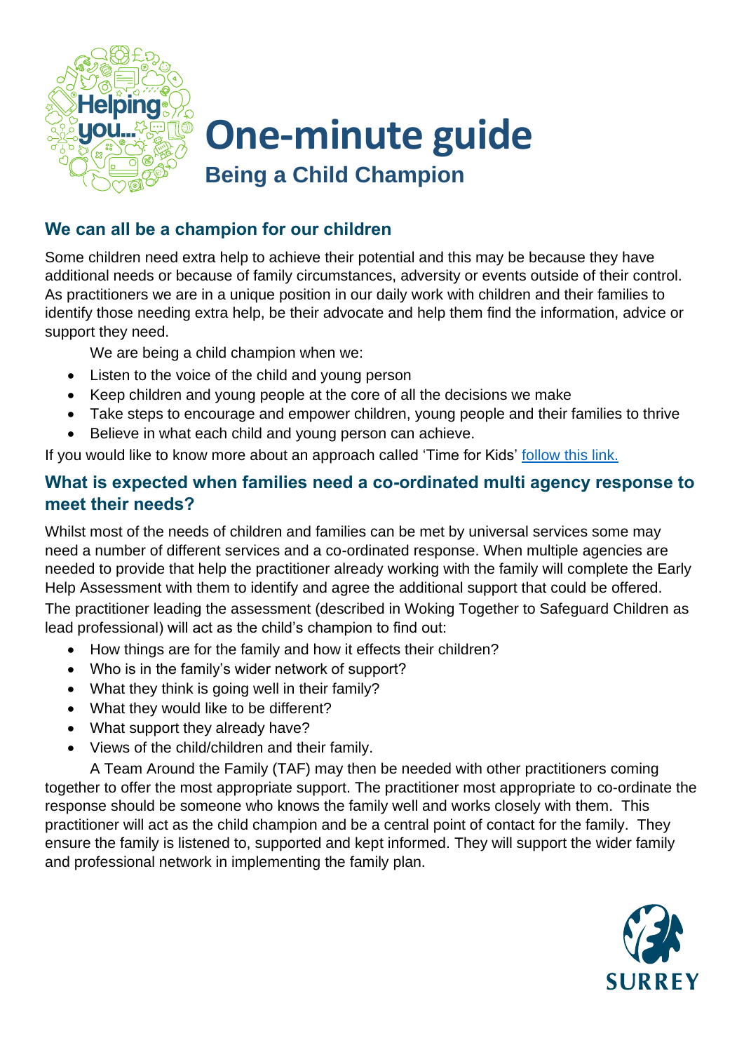# One-minute guide

## Being a Child Champion

### We can all be a champion for our children

Some children need extra help to achieve their potential and this may be because they have additional needs or because of family circumstances, adversity or events outside of their control. As practitioners we are in a unique position in our daily work with children and their families to identify those needing extra help, be their advocate and help them find the information, advice or support they need.

We are being a child champion when we:

- Listen to the voice of the child and young person
- Keep children and young people at the core of all the decisions we make
- Take steps to encourage and empower children, young people and their families to thrive
- Believe in what each child and young person can achieve.

If you would like to know more about an approach called 'Time for Kids' follow this link.

### What is expected when families need a co-ordinated multi agency response to meet their needs?

Whilst most of the needs of children and families can be met by universal services some may need a number of different services and a co-ordinated response. When multiple agencies are needed to provide that help the practitioner already working with the family will complete the Early Help Assessment with them to identify and agree the additional support that could be offered.

The practitioner leading the assessment (described in Woking Together to Safeguard Children as lead professional) will act as the child's champion to find out:

- How things are for the family and how it effects their children?
- Who is in the family's wider network of support?
- What they think is going well in their family?
- What they would like to be different?
- What support they already have?
- Views of the child/children and their family.

A Team Around the Family (TAF) may then be needed with other practitioners coming together to offer the most appropriate support. The practitioner most appropriate to co-ordinate the response should be someone who knows the family well and works closely with them. This practitioner will act as the child champion and be a central point of contact for the family. They ensure the family is listened to, supported and kept informed. They will support the wider family and professional network in implementing the family plan.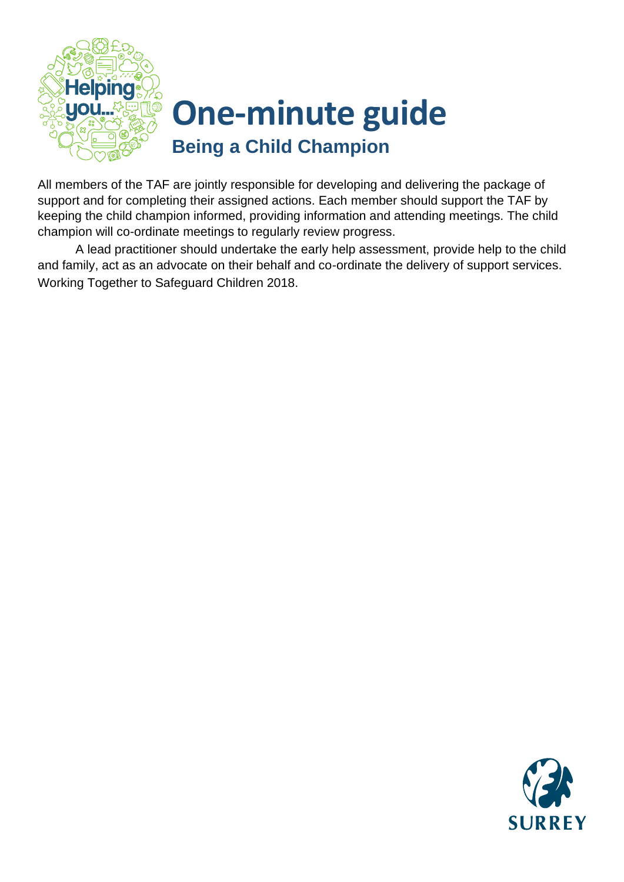# One-minute guide

## Being a Child Champion

All members of the TAF are jointly responsible for developing and delivering the package of support and for completing their assigned actions. Each member should support the TAF by keeping the child champion informed, providing information and attending meetings. The child champion will co-ordinate meetings to regularly review progress.

A lead practitioner should undertake the early help assessment, provide help to the child and family, act as an advocate on their behalf and co-ordinate the delivery of support services. Working Together to Safeguard Children 2018.